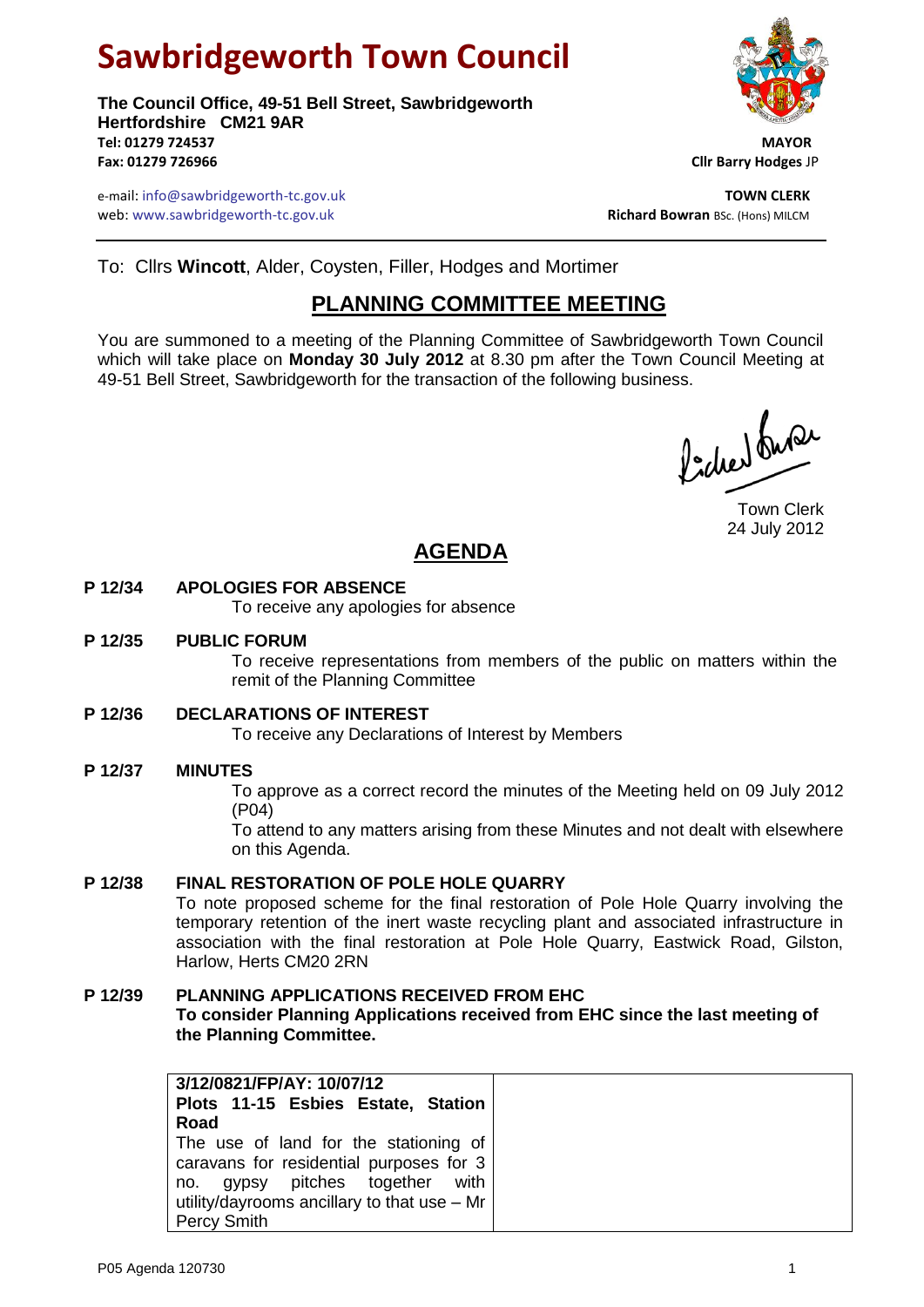# Sawbridgeworth Town Council

**The Council Office, 49-51 Bell Street, Sawbridgeworth**
**Hertfordshire CM21 9AR**
**Tel: 01279 724537**
**Fax: 01279 726966**

**MAYOR**
**Cllr Barry Hodges** JP

e-mail: info@sawbridgeworth-tc.gov.uk
web: www.sawbridgeworth-tc.gov.uk

**TOWN CLERK**
**Richard Bowran** BSc. (Hons) MILCM

To: Cllrs **Wincott**, Alder, Coysten, Filler, Hodges and Mortimer

## PLANNING COMMITTEE MEETING

You are summoned to a meeting of the Planning Committee of Sawbridgeworth Town Council which will take place on **Monday 30 July 2012** at 8.30 pm after the Town Council Meeting at 49-51 Bell Street, Sawbridgeworth for the transaction of the following business.

Town Clerk
24 July 2012

## AGENDA

**P 12/34 APOLOGIES FOR ABSENCE**
To receive any apologies for absence

**P 12/35 PUBLIC FORUM**
To receive representations from members of the public on matters within the remit of the Planning Committee

**P 12/36 DECLARATIONS OF INTEREST**
To receive any Declarations of Interest by Members

**P 12/37 MINUTES**
To approve as a correct record the minutes of the Meeting held on 09 July 2012 (P04)

To attend to any matters arising from these Minutes and not dealt with elsewhere on this Agenda.

**P 12/38 FINAL RESTORATION OF POLE HOLE QUARRY**
To note proposed scheme for the final restoration of Pole Hole Quarry involving the temporary retention of the inert waste recycling plant and associated infrastructure in association with the final restoration at Pole Hole Quarry, Eastwick Road, Gilston, Harlow, Herts CM20 2RN

**P 12/39 PLANNING APPLICATIONS RECEIVED FROM EHC**
**To consider Planning Applications received from EHC since the last meeting of the Planning Committee.**

| **3/12/0821/FP/AY: 10/07/12**<br>**Plots 11-15 Esbies Estate, Station Road**<br>The use of land for the stationing of caravans for residential purposes for 3 no. gypsy pitches together with utility/dayrooms ancillary to that use – Mr Percy Smith | |
|---|---|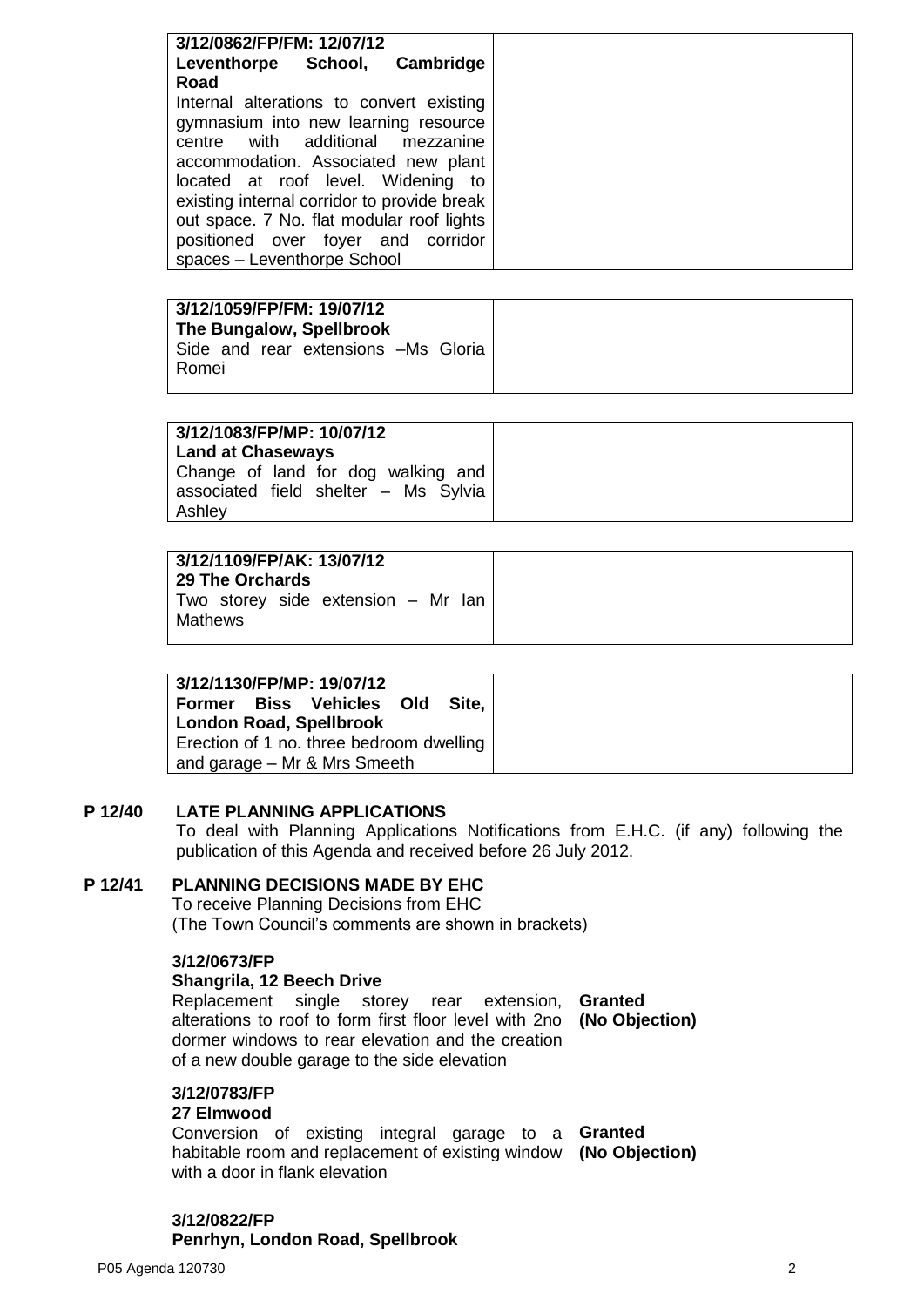| **3/12/0862/FP/FM: 12/07/12** **Leventhorpe School, Cambridge Road** Internal alterations to convert existing gymnasium into new learning resource centre with additional mezzanine accommodation. Associated new plant located at roof level. Widening to existing internal corridor to provide break out space. 7 No. flat modular roof lights positioned over foyer and corridor spaces – Leventhorpe School | |
|---|---|

| **3/12/1059/FP/FM: 19/07/12** **The Bungalow, Spellbrook** Side and rear extensions –Ms Gloria Romei | |
|---|---|

| **3/12/1083/FP/MP: 10/07/12** **Land at Chaseways** Change of land for dog walking and associated field shelter – Ms Sylvia Ashley | |
|---|---|

| **3/12/1109/FP/AK: 13/07/12** **29 The Orchards** Two storey side extension – Mr Ian Mathews | |
|---|---|

| **3/12/1130/FP/MP: 19/07/12** **Former Biss Vehicles Old Site, London Road, Spellbrook** Erection of 1 no. three bedroom dwelling and garage – Mr & Mrs Smeeth | |
|---|---|

## P 12/40 LATE PLANNING APPLICATIONS

To deal with Planning Applications Notifications from E.H.C. (if any) following the publication of this Agenda and received before 26 July 2012.

## P 12/41 PLANNING DECISIONS MADE BY EHC

To receive Planning Decisions from EHC
(The Town Council's comments are shown in brackets)

**3/12/0673/FP**
**Shangrila, 12 Beech Drive**
Replacement single storey rear extension, alterations to roof to form first floor level with 2no dormer windows to rear elevation and the creation of a new double garage to the side elevation — **Granted (No Objection)**

**3/12/0783/FP**
**27 Elmwood**
Conversion of existing integral garage to a habitable room and replacement of existing window with a door in flank elevation — **Granted (No Objection)**

**3/12/0822/FP**
**Penrhyn, London Road, Spellbrook**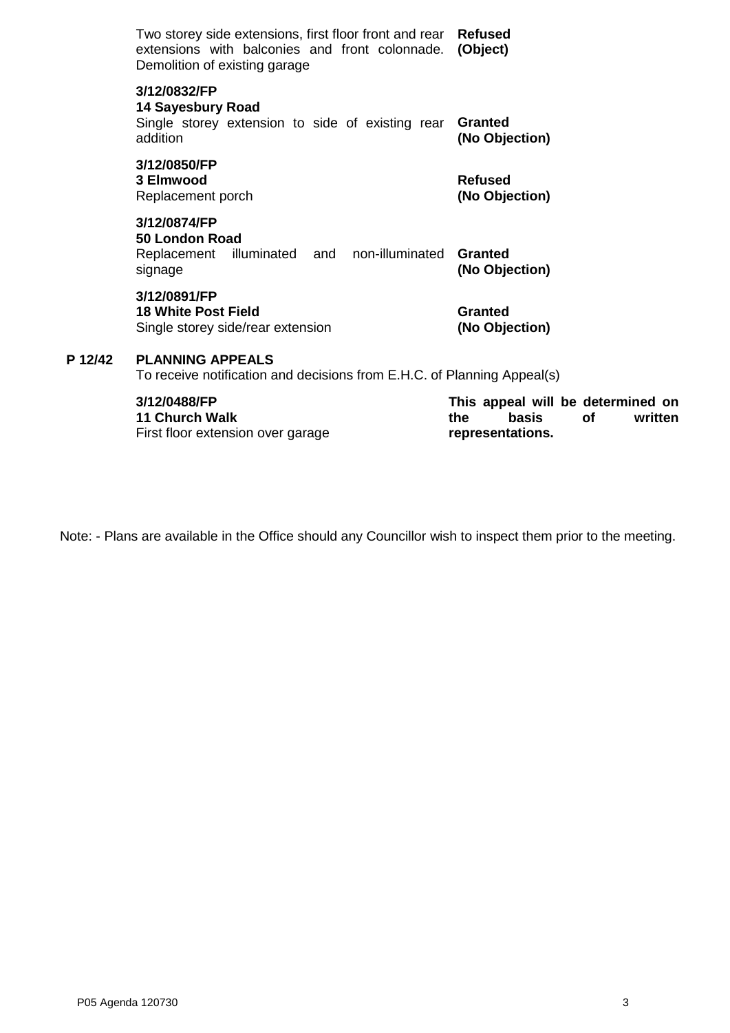| | |
|---|---|
| Two storey side extensions, first floor front and rear extensions with balconies and front colonnade. Demolition of existing garage | **Refused (Object)** |
| **3/12/0832/FP**<br>**14 Sayesbury Road**<br>Single storey extension to side of existing rear addition | **Granted (No Objection)** |
| **3/12/0850/FP**<br>**3 Elmwood**<br>Replacement porch | **Refused (No Objection)** |
| **3/12/0874/FP**<br>**50 London Road**<br>Replacement illuminated and non-illuminated signage | **Granted (No Objection)** |
| **3/12/0891/FP**<br>**18 White Post Field**<br>Single storey side/rear extension | **Granted (No Objection)** |

**P 12/42 PLANNING APPEALS**

To receive notification and decisions from E.H.C. of Planning Appeal(s)

| | |
|---|---|
| **3/12/0488/FP**<br>**11 Church Walk**<br>First floor extension over garage | **This appeal will be determined on the basis of written representations.** |

Note: - Plans are available in the Office should any Councillor wish to inspect them prior to the meeting.

P05 Agenda 120730